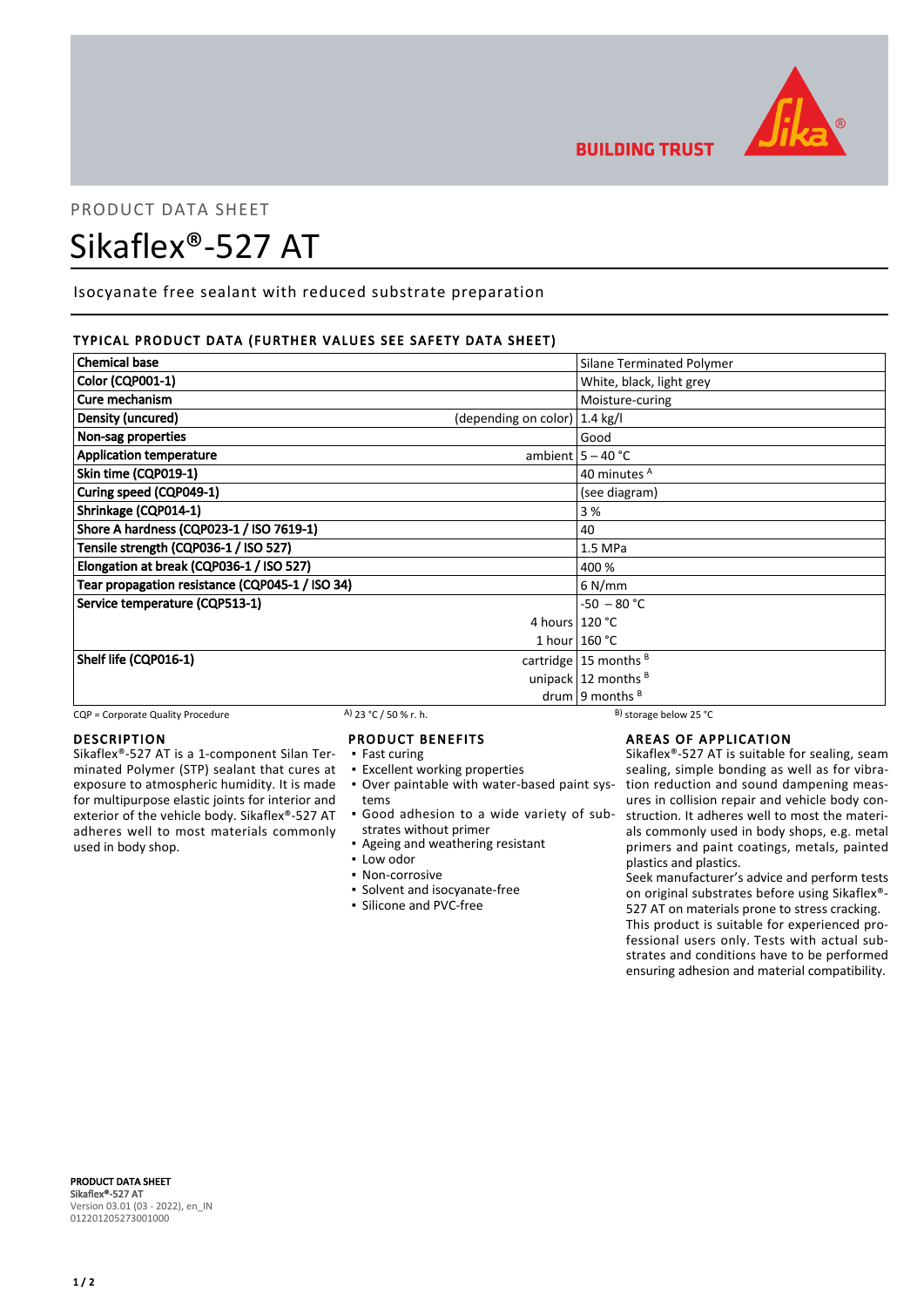BUILDING TRUST

PRODUCT DATA SHEET

# Sikaflex®-527 AT

Isocyanate free sealant with reduced substrate preparation

## TYPICAL PRODUCT DATA (FURTHER VALUES SEE SAFETY DATA SHEET)

| Property | | Value |
|---|---|---|
| **Chemical base** | | Silane Terminated Polymer |
| **Color (CQP001-1)** | | White, black, light grey |
| **Cure mechanism** | | Moisture-curing |
| **Density (uncured)** | (depending on color) | 1.4 kg/l |
| **Non-sag properties** | | Good |
| **Application temperature** | ambient | 5 – 40 °C |
| **Skin time (CQP019-1)** | | 40 minutes [A] |
| **Curing speed (CQP049-1)** | | (see diagram) |
| **Shrinkage (CQP014-1)** | | 3 % |
| **Shore A hardness (CQP023-1 / ISO 7619-1)** | | 40 |
| **Tensile strength (CQP036-1 / ISO 527)** | | 1.5 MPa |
| **Elongation at break (CQP036-1 / ISO 527)** | | 400 % |
| **Tear propagation resistance (CQP045-1 / ISO 34)** | | 6 N/mm |
| **Service temperature (CQP513-1)** | | -50 – 80 °C |
| | 4 hours | 120 °C |
| | 1 hour | 160 °C |
| **Shelf life (CQP016-1)** | cartridge | 15 months [B] |
| | unipack | 12 months [B] |
| | drum | 9 months [B] |

CQP = Corporate Quality Procedure  A) 23 °C / 50 % r. h.  B) storage below 25 °C

## DESCRIPTION

Sikaflex®-527 AT is a 1-component Silan Terminated Polymer (STP) sealant that cures at exposure to atmospheric humidity. It is made for multipurpose elastic joints for interior and exterior of the vehicle body. Sikaflex®-527 AT adheres well to most materials commonly used in body shop.

## PRODUCT BENEFITS

- Fast curing
- Excellent working properties
- Over paintable with water-based paint systems
- Good adhesion to a wide variety of substrates without primer
- Ageing and weathering resistant
- Low odor
- Non-corrosive
- Solvent and isocyanate-free
- Silicone and PVC-free

## AREAS OF APPLICATION

Sikaflex®-527 AT is suitable for sealing, seam sealing, simple bonding as well as for vibration reduction and sound dampening measures in collision repair and vehicle body construction. It adheres well to most the materials commonly used in body shops, e.g. metal primers and paint coatings, metals, painted plastics and plastics.

Seek manufacturer's advice and perform tests on original substrates before using Sikaflex®-527 AT on materials prone to stress cracking.

This product is suitable for experienced professional users only. Tests with actual substrates and conditions have to be performed ensuring adhesion and material compatibility.

**PRODUCT DATA SHEET**
**Sikaflex®-527 AT**
Version 03.01 (03 - 2022), en_IN
012201205273001000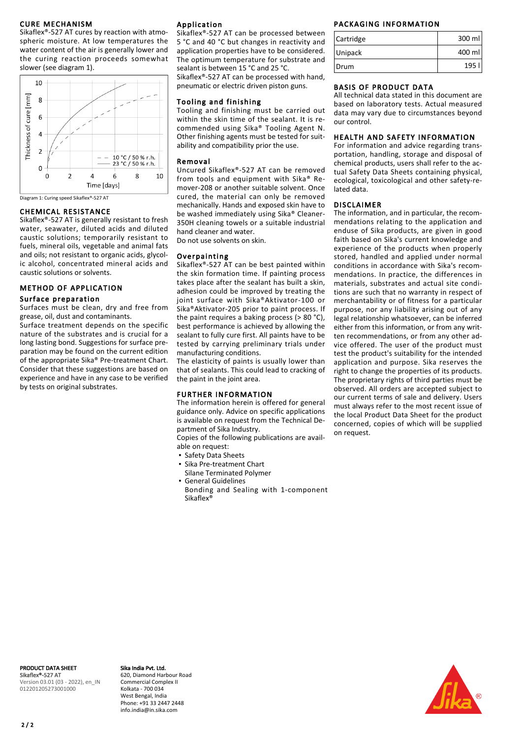## CURE MECHANISM

Sikaflex®-527 AT cures by reaction with atmospheric moisture. At low temperatures the water content of the air is generally lower and the curing reaction proceeds somewhat slower (see diagram 1).

Thickness of cure [mm]
10
8
6
4
2
0
0 2 4 6 8 10
Time [days]
10 °C / 50 % r.h.
23 °C / 50 % r.h.

Diagram 1: Curing speed Sikaflex®-527 AT

## CHEMICAL RESISTANCE

Sikaflex®-527 AT is generally resistant to fresh water, seawater, diluted acids and diluted caustic solutions; temporarily resistant to fuels, mineral oils, vegetable and animal fats and oils; not resistant to organic acids, glycolic alcohol, concentrated mineral acids and caustic solutions or solvents.

## METHOD OF APPLICATION

### Surface preparation

Surfaces must be clean, dry and free from grease, oil, dust and contaminants.

Surface treatment depends on the specific nature of the substrates and is crucial for a long lasting bond. Suggestions for surface preparation may be found on the current edition of the appropriate Sika® Pre-treatment Chart. Consider that these suggestions are based on experience and have in any case to be verified by tests on original substrates.

### Application

Sikaflex®-527 AT can be processed between 5 °C and 40 °C but changes in reactivity and application properties have to be considered. The optimum temperature for substrate and sealant is between 15 °C and 25 °C.

Sikaflex®-527 AT can be processed with hand, pneumatic or electric driven piston guns.

### Tooling and finishing

Tooling and finishing must be carried out within the skin time of the sealant. It is recommended using Sika® Tooling Agent N. Other finishing agents must be tested for suitability and compatibility prior the use.

### Removal

Uncured Sikaflex®-527 AT can be removed from tools and equipment with Sika® Remover-208 or another suitable solvent. Once cured, the material can only be removed mechanically. Hands and exposed skin have to be washed immediately using Sika® Cleaner-350H cleaning towels or a suitable industrial hand cleaner and water.

Do not use solvents on skin.

### Overpainting

Sikaflex®-527 AT can be best painted within the skin formation time. If painting process takes place after the sealant has built a skin, adhesion could be improved by treating the joint surface with Sika®Aktivator-100 or Sika®Aktivator-205 prior to paint process. If the paint requires a baking process (> 80 °C), best performance is achieved by allowing the sealant to fully cure first. All paints have to be tested by carrying preliminary trials under manufacturing conditions.

The elasticity of paints is usually lower than that of sealants. This could lead to cracking of the paint in the joint area.

## FURTHER INFORMATION

The information herein is offered for general guidance only. Advice on specific applications is available on request from the Technical Department of Sika Industry.

Copies of the following publications are available on request:

- Safety Data Sheets
- Sika Pre-treatment Chart
  Silane Terminated Polymer
- General Guidelines
  Bonding and Sealing with 1-component Sikaflex®

## PACKAGING INFORMATION

| | |
|---|---|
| Cartridge | 300 ml |
| Unipack | 400 ml |
| Drum | 195 l |

## BASIS OF PRODUCT DATA

All technical data stated in this document are based on laboratory tests. Actual measured data may vary due to circumstances beyond our control.

## HEALTH AND SAFETY INFORMATION

For information and advice regarding transportation, handling, storage and disposal of chemical products, users shall refer to the actual Safety Data Sheets containing physical, ecological, toxicological and other safety-related data.

## DISCLAIMER

The information, and in particular, the recommendations relating to the application and enduse of Sika products, are given in good faith based on Sika's current knowledge and experience of the products when properly stored, handled and applied under normal conditions in accordance with Sika's recommendations. In practice, the differences in materials, substrates and actual site conditions are such that no warranty in respect of merchantability or of fitness for a particular purpose, nor any liability arising out of any legal relationship whatsoever, can be inferred either from this information, or from any written recommendations, or from any other advice offered. The user of the product must test the product's suitability for the intended application and purpose. Sika reserves the right to change the properties of its products. The proprietary rights of third parties must be observed. All orders are accepted subject to our current terms of sale and delivery. Users must always refer to the most recent issue of the local Product Data Sheet for the product concerned, copies of which will be supplied on request.

**PRODUCT DATA SHEET**
**Sikaflex®-527 AT**
Version 03.01 (03 - 2022), en_IN
012201205273001000

**Sika India Pvt. Ltd.**
620, Diamond Harbour Road
Commercial Complex II
Kolkata - 700 034
West Bengal, India
Phone: +91 33 2447 2448
info.india@in.sika.com